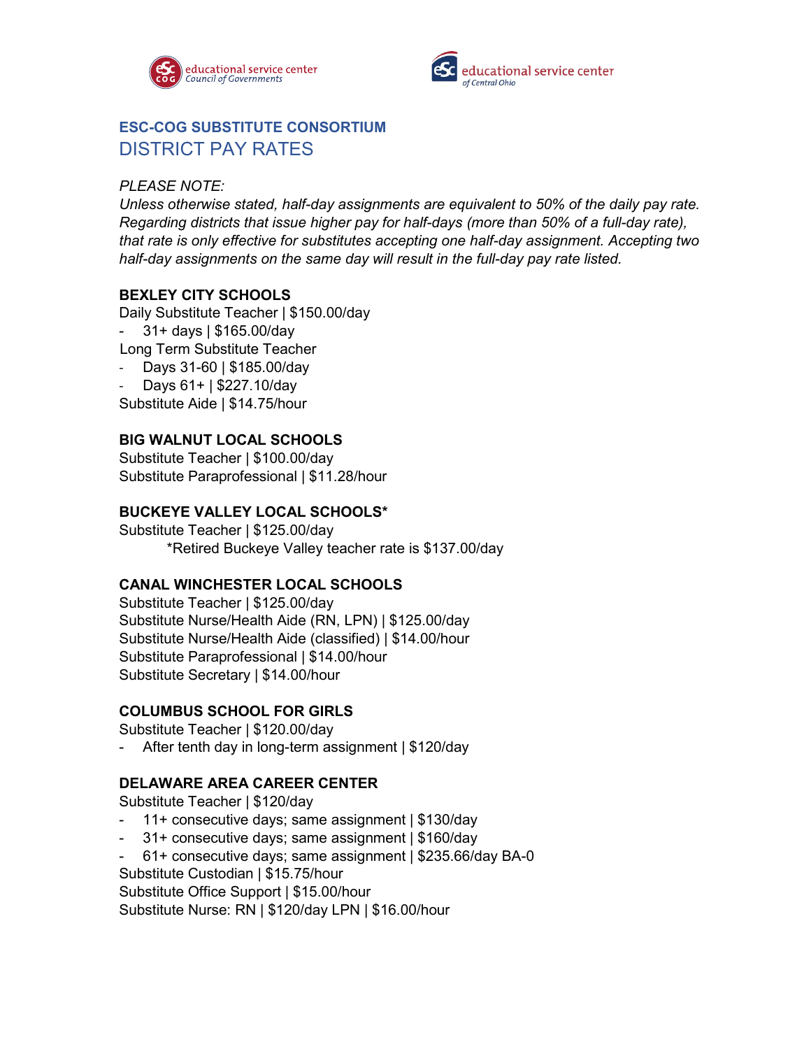educational service center Council of Governments

educational service center of Central Ohio

## ESC-COG SUBSTITUTE CONSORTIUM

# DISTRICT PAY RATES

*PLEASE NOTE:*

*Unless otherwise stated, half-day assignments are equivalent to 50% of the daily pay rate. Regarding districts that issue higher pay for half-days (more than 50% of a full-day rate), that rate is only effective for substitutes accepting one half-day assignment. Accepting two half-day assignments on the same day will result in the full-day pay rate listed.*

**BEXLEY CITY SCHOOLS**

Daily Substitute Teacher | $150.00/day
- 31+ days | $165.00/day

Long Term Substitute Teacher
- Days 31-60 | $185.00/day
- Days 61+ | $227.10/day

Substitute Aide | $14.75/hour

**BIG WALNUT LOCAL SCHOOLS**

Substitute Teacher | $100.00/day

Substitute Paraprofessional | $11.28/hour

**BUCKEYE VALLEY LOCAL SCHOOLS***

Substitute Teacher | $125.00/day

*Retired Buckeye Valley teacher rate is $137.00/day

**CANAL WINCHESTER LOCAL SCHOOLS**

Substitute Teacher | $125.00/day

Substitute Nurse/Health Aide (RN, LPN) | $125.00/day

Substitute Nurse/Health Aide (classified) | $14.00/hour

Substitute Paraprofessional | $14.00/hour

Substitute Secretary | $14.00/hour

**COLUMBUS SCHOOL FOR GIRLS**

Substitute Teacher | $120.00/day
- After tenth day in long-term assignment | $120/day

**DELAWARE AREA CAREER CENTER**

Substitute Teacher | $120/day
- 11+ consecutive days; same assignment | $130/day
- 31+ consecutive days; same assignment | $160/day
- 61+ consecutive days; same assignment | $235.66/day BA-0

Substitute Custodian | $15.75/hour

Substitute Office Support | $15.00/hour

Substitute Nurse: RN | $120/day LPN | $16.00/hour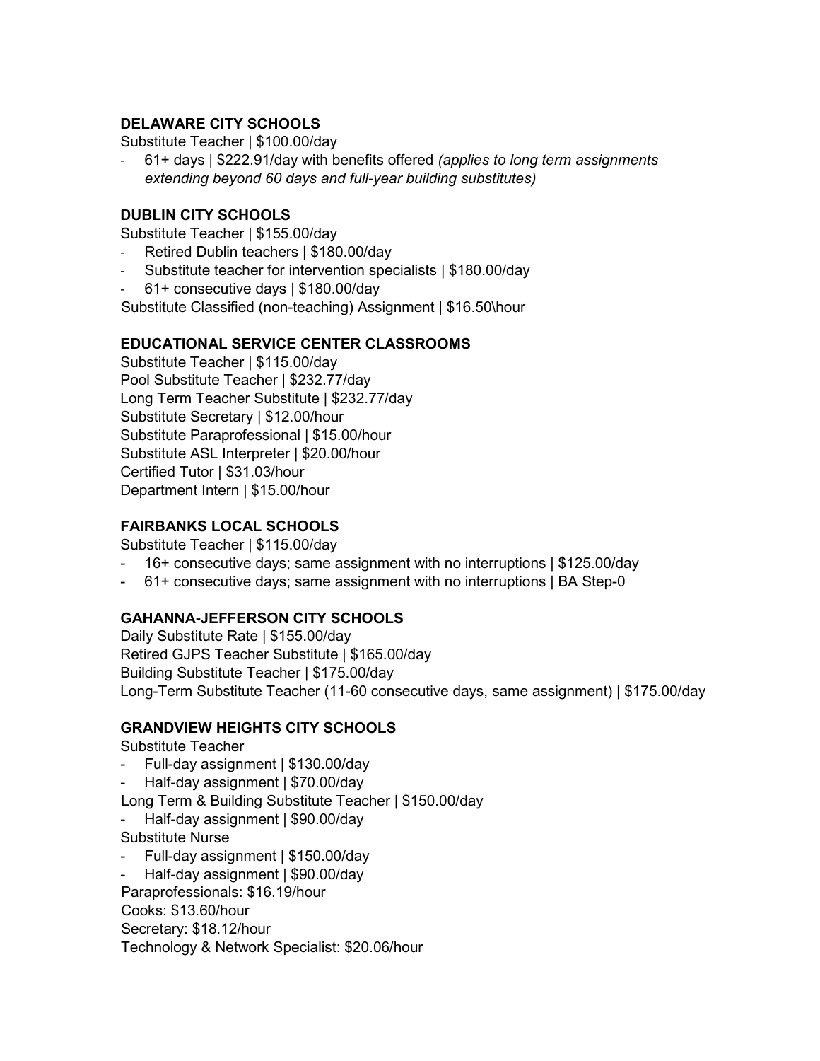### DELAWARE CITY SCHOOLS

Substitute Teacher | $100.00/day

- 61+ days | $222.91/day with benefits offered *(applies to long term assignments extending beyond 60 days and full-year building substitutes)*

### DUBLIN CITY SCHOOLS

Substitute Teacher | $155.00/day

- Retired Dublin teachers | $180.00/day
- Substitute teacher for intervention specialists | $180.00/day
- 61+ consecutive days | $180.00/day

Substitute Classified (non-teaching) Assignment | $16.50\hour

### EDUCATIONAL SERVICE CENTER CLASSROOMS

Substitute Teacher | $115.00/day
Pool Substitute Teacher | $232.77/day
Long Term Teacher Substitute | $232.77/day
Substitute Secretary | $12.00/hour
Substitute Paraprofessional | $15.00/hour
Substitute ASL Interpreter | $20.00/hour
Certified Tutor | $31.03/hour
Department Intern | $15.00/hour

### FAIRBANKS LOCAL SCHOOLS

Substitute Teacher | $115.00/day

- 16+ consecutive days; same assignment with no interruptions | $125.00/day
- 61+ consecutive days; same assignment with no interruptions | BA Step-0

### GAHANNA-JEFFERSON CITY SCHOOLS

Daily Substitute Rate | $155.00/day
Retired GJPS Teacher Substitute | $165.00/day
Building Substitute Teacher | $175.00/day
Long-Term Substitute Teacher (11-60 consecutive days, same assignment) | $175.00/day

### GRANDVIEW HEIGHTS CITY SCHOOLS

Substitute Teacher

- Full-day assignment | $130.00/day
- Half-day assignment | $70.00/day

Long Term & Building Substitute Teacher | $150.00/day

- Half-day assignment | $90.00/day

Substitute Nurse

- Full-day assignment | $150.00/day
- Half-day assignment | $90.00/day

Paraprofessionals: $16.19/hour
Cooks: $13.60/hour
Secretary: $18.12/hour
Technology & Network Specialist: $20.06/hour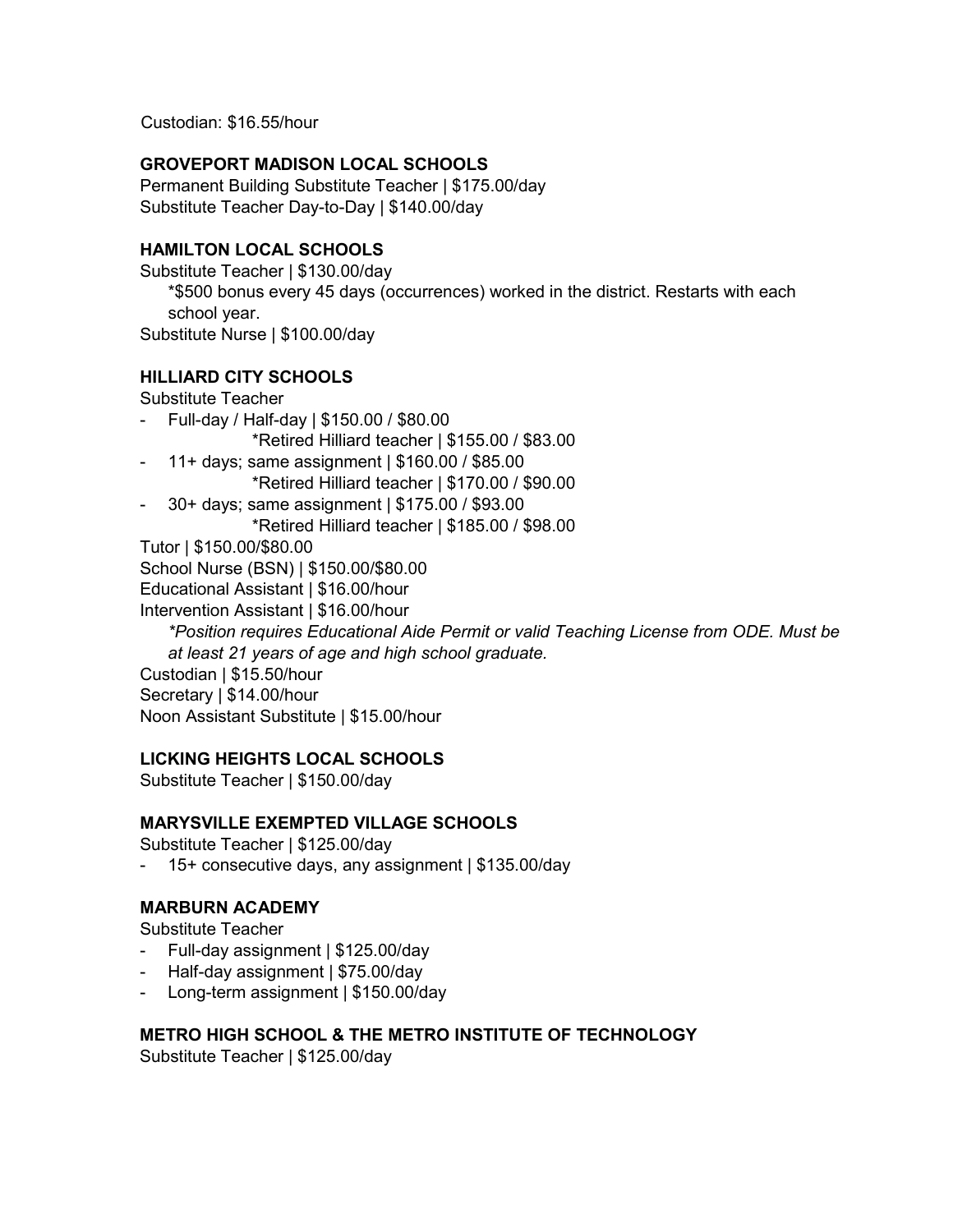Custodian: $16.55/hour

**GROVEPORT MADISON LOCAL SCHOOLS**

Permanent Building Substitute Teacher | $175.00/day
Substitute Teacher Day-to-Day | $140.00/day

**HAMILTON LOCAL SCHOOLS**

Substitute Teacher | $130.00/day
    *$500 bonus every 45 days (occurrences) worked in the district. Restarts with each school year.
Substitute Nurse | $100.00/day

**HILLIARD CITY SCHOOLS**

Substitute Teacher

- Full-day / Half-day | $150.00 / $80.00
    *Retired Hilliard teacher | $155.00 / $83.00
- 11+ days; same assignment | $160.00 / $85.00
    *Retired Hilliard teacher | $170.00 / $90.00
- 30+ days; same assignment | $175.00 / $93.00
    *Retired Hilliard teacher | $185.00 / $98.00

Tutor | $150.00/$80.00
School Nurse (BSN) | $150.00/$80.00
Educational Assistant | $16.00/hour
Intervention Assistant | $16.00/hour
    *\*Position requires Educational Aide Permit or valid Teaching License from ODE. Must be at least 21 years of age and high school graduate.*
Custodian | $15.50/hour
Secretary | $14.00/hour
Noon Assistant Substitute | $15.00/hour

**LICKING HEIGHTS LOCAL SCHOOLS**

Substitute Teacher | $150.00/day

**MARYSVILLE EXEMPTED VILLAGE SCHOOLS**

Substitute Teacher | $125.00/day

- 15+ consecutive days, any assignment | $135.00/day

**MARBURN ACADEMY**

Substitute Teacher

- Full-day assignment | $125.00/day
- Half-day assignment | $75.00/day
- Long-term assignment | $150.00/day

**METRO HIGH SCHOOL & THE METRO INSTITUTE OF TECHNOLOGY**

Substitute Teacher | $125.00/day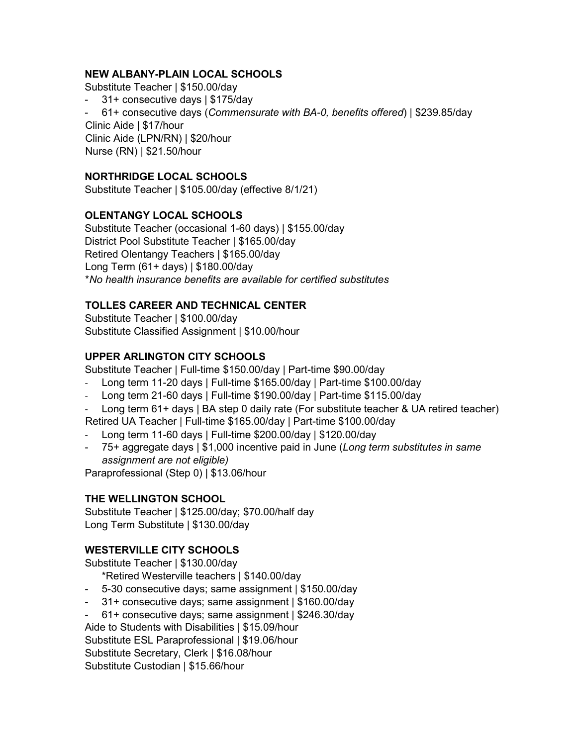**NEW ALBANY-PLAIN LOCAL SCHOOLS**

Substitute Teacher | $150.00/day

- 31+ consecutive days | $175/day
- 61+ consecutive days (*Commensurate with BA-0, benefits offered*) | $239.85/day

Clinic Aide | $17/hour
Clinic Aide (LPN/RN) | $20/hour
Nurse (RN) | $21.50/hour

**NORTHRIDGE LOCAL SCHOOLS**

Substitute Teacher | $105.00/day (effective 8/1/21)

**OLENTANGY LOCAL SCHOOLS**

Substitute Teacher (occasional 1-60 days) | $155.00/day
District Pool Substitute Teacher | $165.00/day
Retired Olentangy Teachers | $165.00/day
Long Term (61+ days) | $180.00/day
**No health insurance benefits are available for certified substitutes*

**TOLLES CAREER AND TECHNICAL CENTER**

Substitute Teacher | $100.00/day
Substitute Classified Assignment | $10.00/hour

**UPPER ARLINGTON CITY SCHOOLS**

Substitute Teacher | Full-time $150.00/day | Part-time $90.00/day

- Long term 11-20 days | Full-time $165.00/day | Part-time $100.00/day
- Long term 21-60 days | Full-time $190.00/day | Part-time $115.00/day
- Long term 61+ days | BA step 0 daily rate (For substitute teacher & UA retired teacher)

Retired UA Teacher | Full-time $165.00/day | Part-time $100.00/day

- Long term 11-60 days | Full-time $200.00/day | $120.00/day
- 75+ aggregate days | $1,000 incentive paid in June (*Long term substitutes in same assignment are not eligible)*

Paraprofessional (Step 0) | $13.06/hour

**THE WELLINGTON SCHOOL**

Substitute Teacher | $125.00/day; $70.00/half day
Long Term Substitute | $130.00/day

**WESTERVILLE CITY SCHOOLS**

Substitute Teacher | $130.00/day
*Retired Westerville teachers | $140.00/day

- 5-30 consecutive days; same assignment | $150.00/day
- 31+ consecutive days; same assignment | $160.00/day
- 61+ consecutive days; same assignment | $246.30/day

Aide to Students with Disabilities | $15.09/hour
Substitute ESL Paraprofessional | $19.06/hour
Substitute Secretary, Clerk | $16.08/hour
Substitute Custodian | $15.66/hour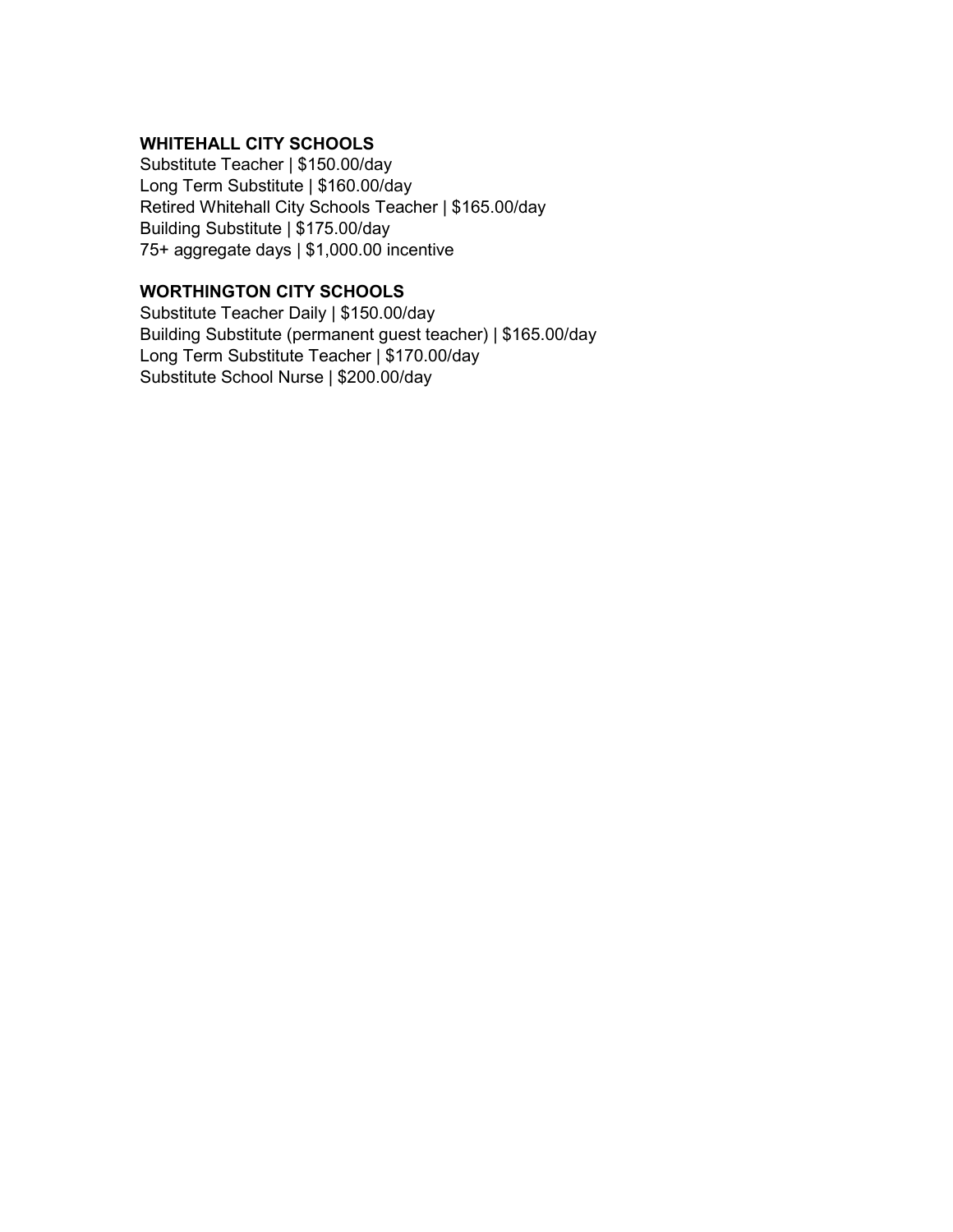**WHITEHALL CITY SCHOOLS**
Substitute Teacher | $150.00/day
Long Term Substitute | $160.00/day
Retired Whitehall City Schools Teacher | $165.00/day
Building Substitute | $175.00/day
75+ aggregate days | $1,000.00 incentive

**WORTHINGTON CITY SCHOOLS**
Substitute Teacher Daily | $150.00/day
Building Substitute (permanent guest teacher) | $165.00/day
Long Term Substitute Teacher | $170.00/day
Substitute School Nurse | $200.00/day